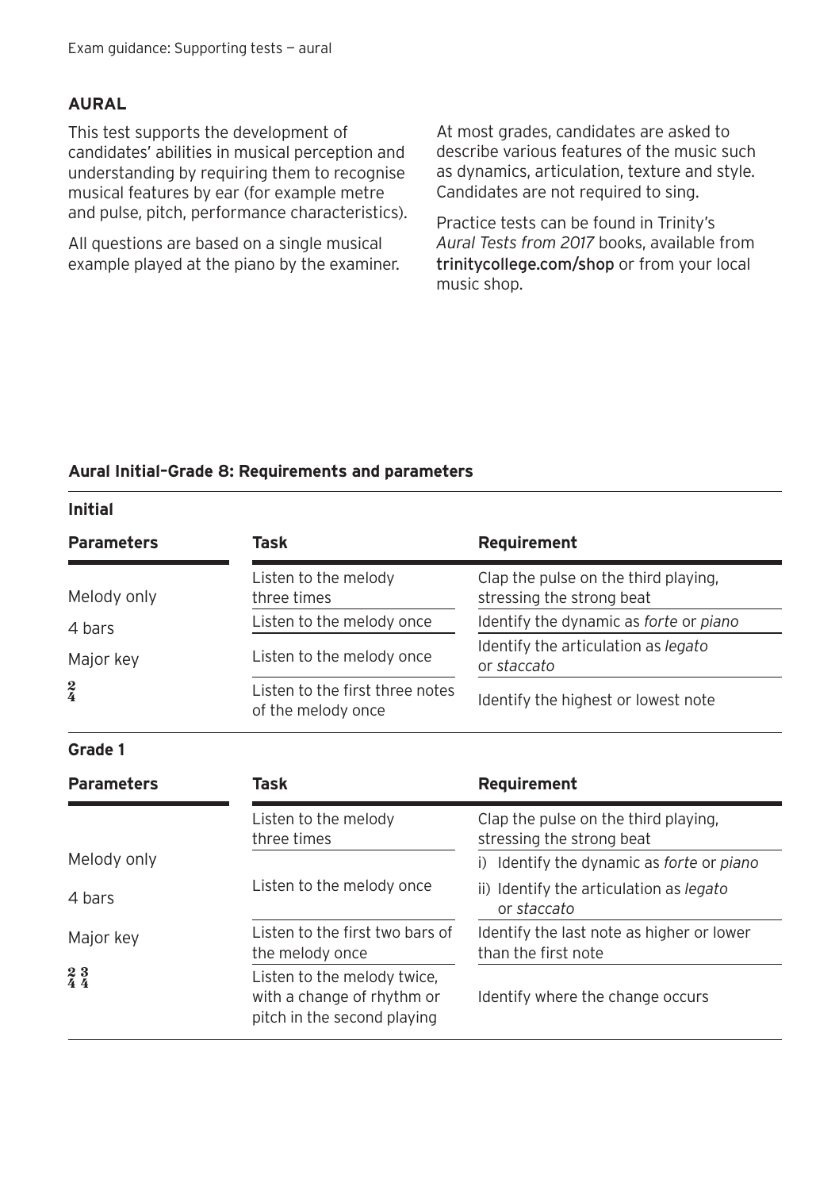## AURAL

This test supports the development of candidates' abilities in musical perception and understanding by requiring them to recognise musical features by ear (for example metre and pulse, pitch, performance characteristics).

All questions are based on a single musical example played at the piano by the examiner.

At most grades, candidates are asked to describe various features of the music such as dynamics, articulation, texture and style. Candidates are not required to sing.

Practice tests can be found in Trinity's *Aural Tests from 2017* books, available from trinitycollege.com/shop or from your local music shop.

### Aural Initial–Grade 8: Requirements and parameters

**Initial**

| Parameters | Task | Requirement |
|---|---|---|
| Melody only<br>4 bars<br>Major key<br>$\frac{2}{4}$ | Listen to the melody three times | Clap the pulse on the third playing, stressing the strong beat |
| | Listen to the melody once | Identify the dynamic as *forte* or *piano* |
| | Listen to the melody once | Identify the articulation as *legato* or *staccato* |
| | Listen to the first three notes of the melody once | Identify the highest or lowest note |

**Grade 1**

| Parameters | Task | Requirement |
|---|---|---|
| Melody only<br>4 bars<br>Major key<br>$\frac{2}{4}$ $\frac{3}{4}$ | Listen to the melody three times | Clap the pulse on the third playing, stressing the strong beat |
| | Listen to the melody once | i) Identify the dynamic as *forte* or *piano*<br>ii) Identify the articulation as *legato* or *staccato* |
| | Listen to the first two bars of the melody once | Identify the last note as higher or lower than the first note |
| | Listen to the melody twice, with a change of rhythm or pitch in the second playing | Identify where the change occurs |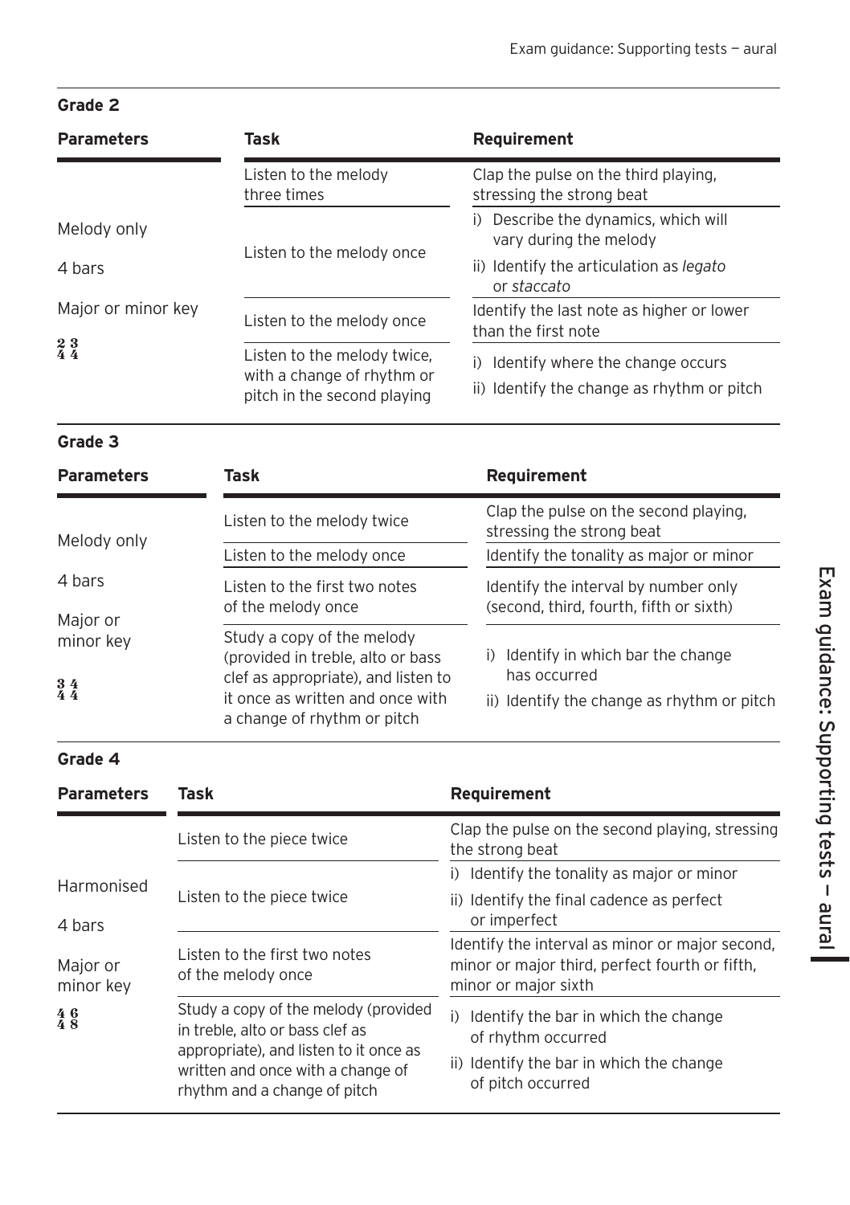## Grade 2

| Parameters | Task | Requirement |
|---|---|---|
| Melody only<br>4 bars<br>Major or minor key<br>$\frac{2}{4}$ $\frac{3}{4}$ | Listen to the melody three times | Clap the pulse on the third playing, stressing the strong beat |
| | Listen to the melody once | i) Describe the dynamics, which will vary during the melody<br>ii) Identify the articulation as *legato* or *staccato* |
| | Listen to the melody once | Identify the last note as higher or lower than the first note |
| | Listen to the melody twice, with a change of rhythm or pitch in the second playing | i) Identify where the change occurs<br>ii) Identify the change as rhythm or pitch |

## Grade 3

| Parameters | Task | Requirement |
|---|---|---|
| Melody only<br>4 bars<br>Major or minor key<br>$\frac{3}{4}$ $\frac{4}{4}$ | Listen to the melody twice | Clap the pulse on the second playing, stressing the strong beat |
| | Listen to the melody once | Identify the tonality as major or minor |
| | Listen to the first two notes of the melody once | Identify the interval by number only (second, third, fourth, fifth or sixth) |
| | Study a copy of the melody (provided in treble, alto or bass clef as appropriate), and listen to it once as written and once with a change of rhythm or pitch | i) Identify in which bar the change has occurred<br>ii) Identify the change as rhythm or pitch |

## Grade 4

| Parameters | Task | Requirement |
|---|---|---|
| Harmonised<br>4 bars<br>Major or minor key<br>$\frac{4}{4}$ $\frac{6}{8}$ | Listen to the piece twice | Clap the pulse on the second playing, stressing the strong beat |
| | Listen to the piece twice | i) Identify the tonality as major or minor<br>ii) Identify the final cadence as perfect or imperfect |
| | Listen to the first two notes of the melody once | Identify the interval as minor or major second, minor or major third, perfect fourth or fifth, minor or major sixth |
| | Study a copy of the melody (provided in treble, alto or bass clef as appropriate), and listen to it once as written and once with a change of rhythm and a change of pitch | i) Identify the bar in which the change of rhythm occurred<br>ii) Identify the bar in which the change of pitch occurred |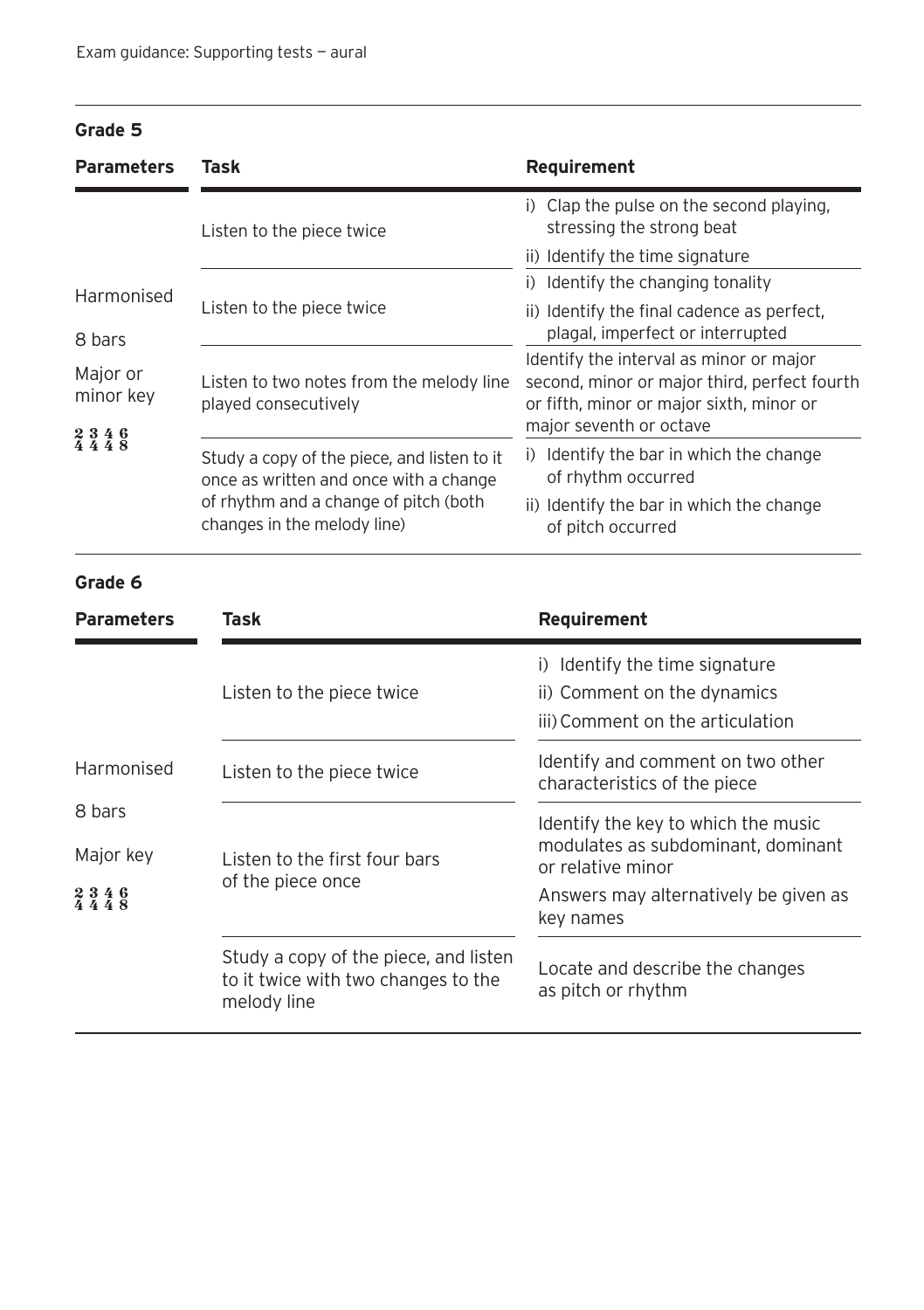## Grade 5

| Parameters | Task | Requirement |
|---|---|---|
| Harmonised<br>8 bars<br>Major or minor key<br>$\frac{2}{4}$ $\frac{3}{4}$ $\frac{4}{4}$ $\frac{6}{8}$ | Listen to the piece twice | i) Clap the pulse on the second playing, stressing the strong beat<br>ii) Identify the time signature |
| | Listen to the piece twice | i) Identify the changing tonality<br>ii) Identify the final cadence as perfect, plagal, imperfect or interrupted |
| | Listen to two notes from the melody line played consecutively | Identify the interval as minor or major second, minor or major third, perfect fourth or fifth, minor or major sixth, minor or major seventh or octave |
| | Study a copy of the piece, and listen to it once as written and once with a change of rhythm and a change of pitch (both changes in the melody line) | i) Identify the bar in which the change of rhythm occurred<br>ii) Identify the bar in which the change of pitch occurred |

## Grade 6

| Parameters | Task | Requirement |
|---|---|---|
| Harmonised<br>8 bars<br>Major key<br>$\frac{2}{4}$ $\frac{3}{4}$ $\frac{4}{4}$ $\frac{6}{8}$ | Listen to the piece twice | i) Identify the time signature<br>ii) Comment on the dynamics<br>iii) Comment on the articulation |
| | Listen to the piece twice | Identify and comment on two other characteristics of the piece |
| | Listen to the first four bars of the piece once | Identify the key to which the music modulates as subdominant, dominant or relative minor<br>Answers may alternatively be given as key names |
| | Study a copy of the piece, and listen to it twice with two changes to the melody line | Locate and describe the changes as pitch or rhythm |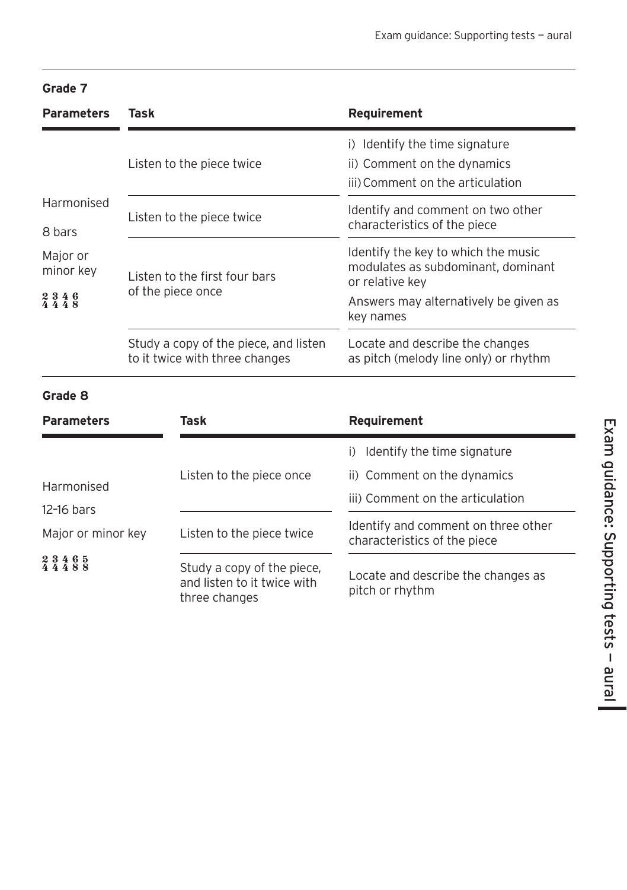**Grade 7**

| Parameters | Task | Requirement |
| --- | --- | --- |
| Harmonised<br>8 bars<br>Major or minor key<br>$\frac{2}{4}$ $\frac{3}{4}$ $\frac{4}{4}$ $\frac{6}{8}$ | Listen to the piece twice | i) Identify the time signature<br>ii) Comment on the dynamics<br>iii) Comment on the articulation |
| | Listen to the piece twice | Identify and comment on two other characteristics of the piece |
| | Listen to the first four bars of the piece once | Identify the key to which the music modulates as subdominant, dominant or relative key<br>Answers may alternatively be given as key names |
| | Study a copy of the piece, and listen to it twice with three changes | Locate and describe the changes as pitch (melody line only) or rhythm |

**Grade 8**

| Parameters | Task | Requirement |
| --- | --- | --- |
| Harmonised<br>12–16 bars<br>Major or minor key<br>$\frac{2}{4}$ $\frac{3}{4}$ $\frac{4}{4}$ $\frac{6}{8}$ $\frac{5}{8}$ | Listen to the piece once | i) Identify the time signature<br>ii) Comment on the dynamics<br>iii) Comment on the articulation |
| | Listen to the piece twice | Identify and comment on three other characteristics of the piece |
| | Study a copy of the piece, and listen to it twice with three changes | Locate and describe the changes as pitch or rhythm |